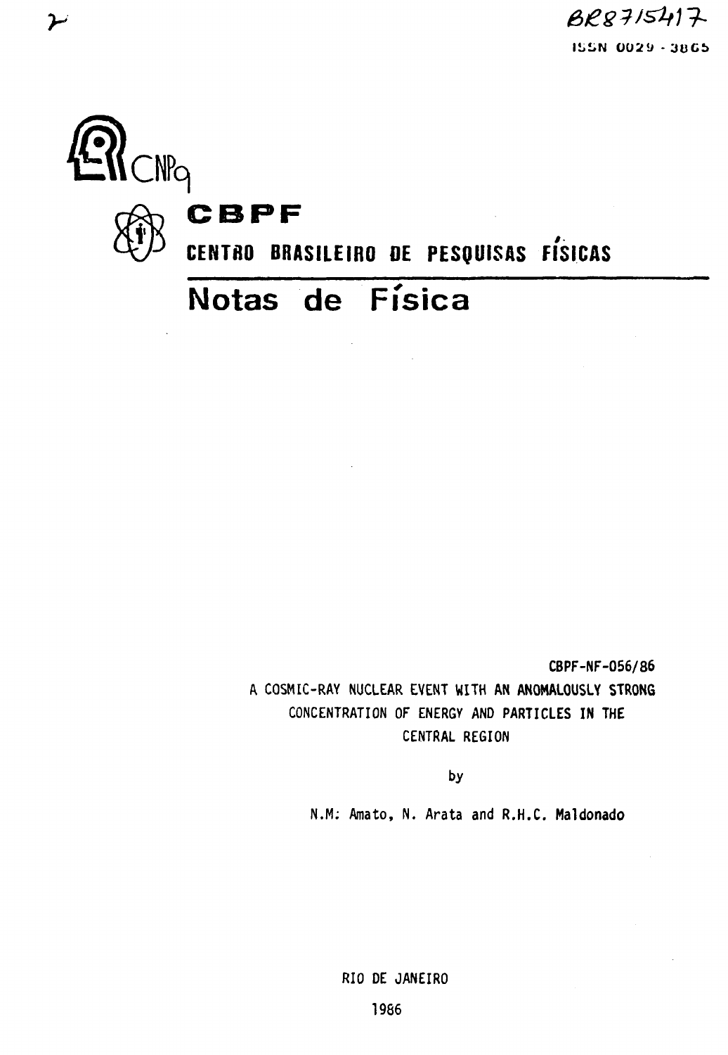BR8715417

ISSN 0029-3865

CNPq

# CBPF

## CENTRO BRASILEIRO DE PESQUISAS FÍSICAS

# Notas de Física

CBPF-NF-056/86

A COSMIC-RAY NUCLEAR EVENT WITH AN ANOMALOUSLY STRONG CONCENTRATION OF ENERGY AND PARTICLES IN THE CENTRAL REGION

by

N.M. Amato, N. Arata and R.H.C. Maldonado

RIO DE JANEIRO

1986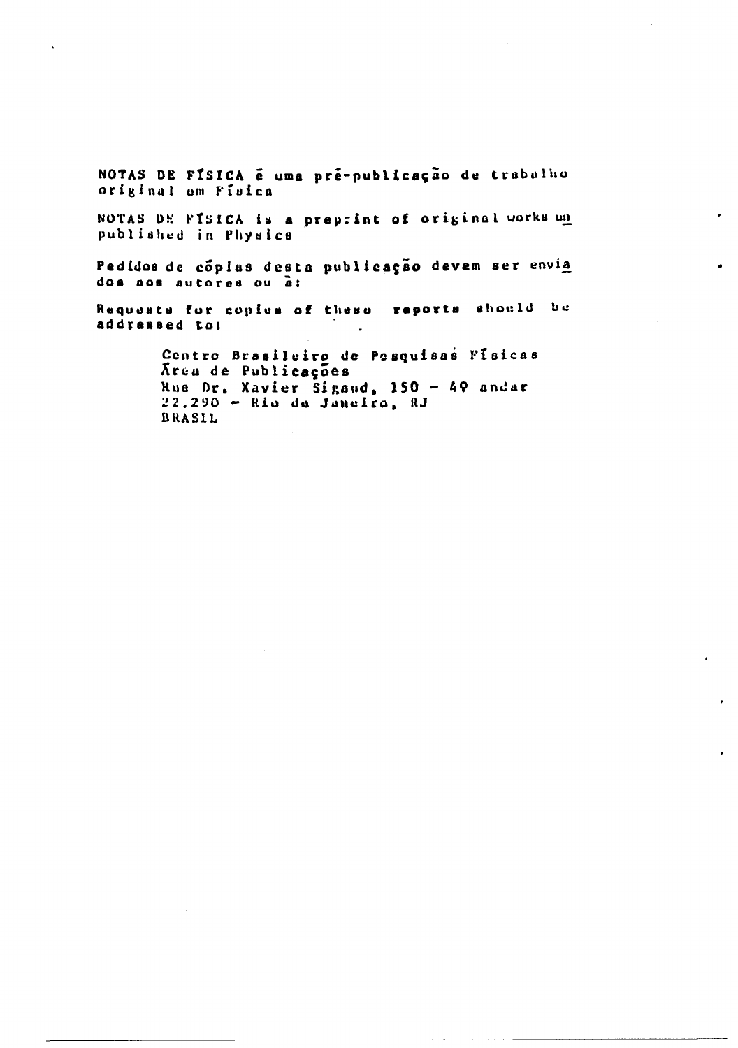NOTAS DE FÍSICA é uma pré-publicação de trabalho original em Física

NOTAS DE FÍSICA is a preprint of original works unpublished in Physics

Pedidos de cópias desta publicação devem ser enviados aos autores ou à:

Requests for copies of these reports should be addressed to:

> Centro Brasileiro de Pesquisas Físicas
> Área de Publicações
> Rua Dr. Xavier Sigaud, 150 - 4º andar
> 22.290 - Rio de Janeiro, RJ
> BRASIL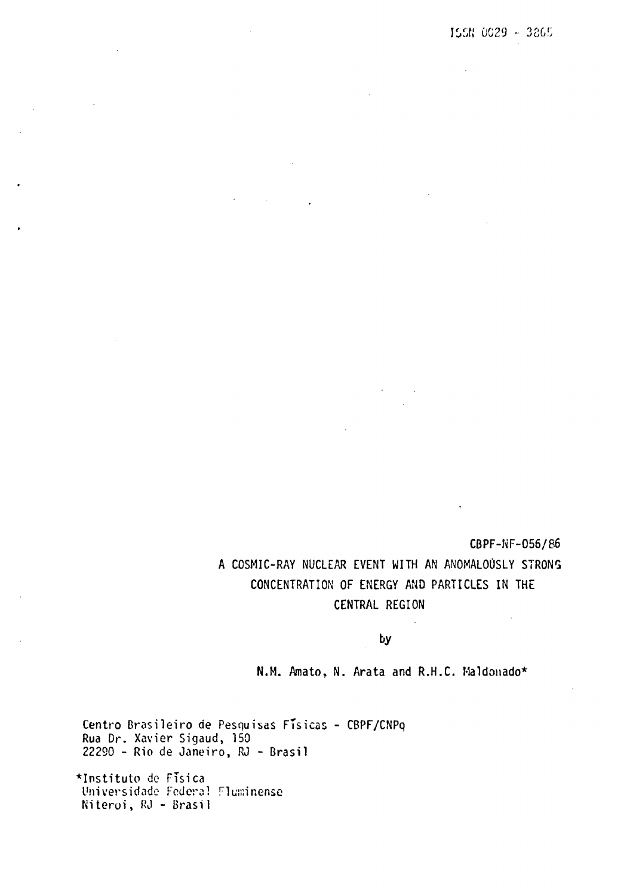ISSN 0029 - 3865

CBPF-NF-056/86

# A COSMIC-RAY NUCLEAR EVENT WITH AN ANOMALOUSLY STRONG CONCENTRATION OF ENERGY AND PARTICLES IN THE CENTRAL REGION

by

N.M. Amato, N. Arata and R.H.C. Maldonado*

Centro Brasileiro de Pesquisas Físicas - CBPF/CNPq
Rua Dr. Xavier Sigaud, 150
22290 - Rio de Janeiro, RJ - Brasil

*Instituto de Física
Universidade Federal Fluminense
Niteroi, RJ - Brasil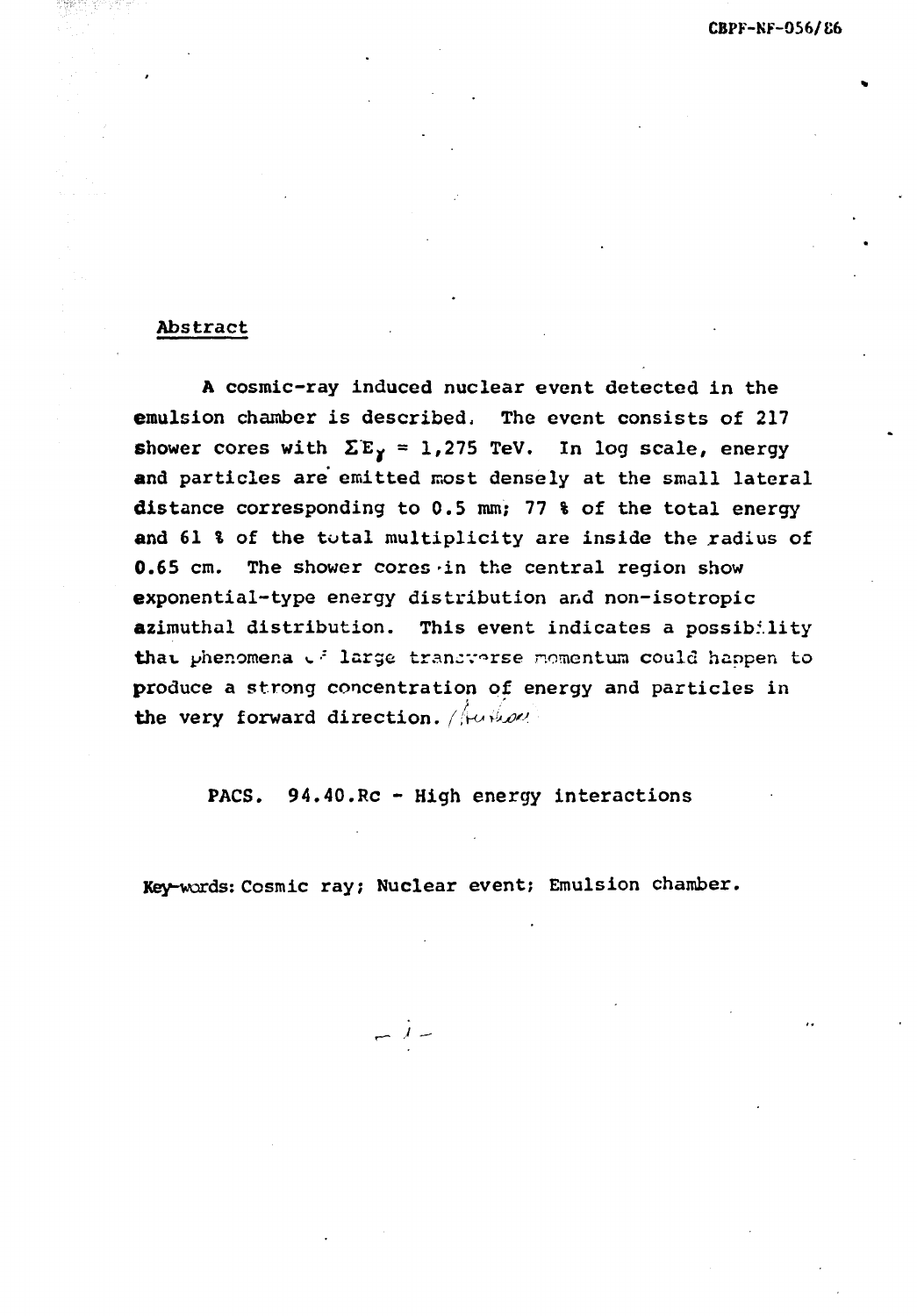## Abstract

A cosmic-ray induced nuclear event detected in the emulsion chamber is described. The event consists of 217 shower cores with $\Sigma E_\gamma$ = 1,275 TeV. In log scale, energy and particles are emitted most densely at the small lateral distance corresponding to 0.5 mm; 77 % of the total energy and 61 % of the total multiplicity are inside the radius of 0.65 cm. The shower cores in the central region show exponential-type energy distribution and non-isotropic azimuthal distribution. This event indicates a possibility that phenomena of large transverse momentum could happen to produce a strong concentration of energy and particles in the very forward direction.

PACS. 94.40.Rc - High energy interactions

Key-words: Cosmic ray; Nuclear event; Emulsion chamber.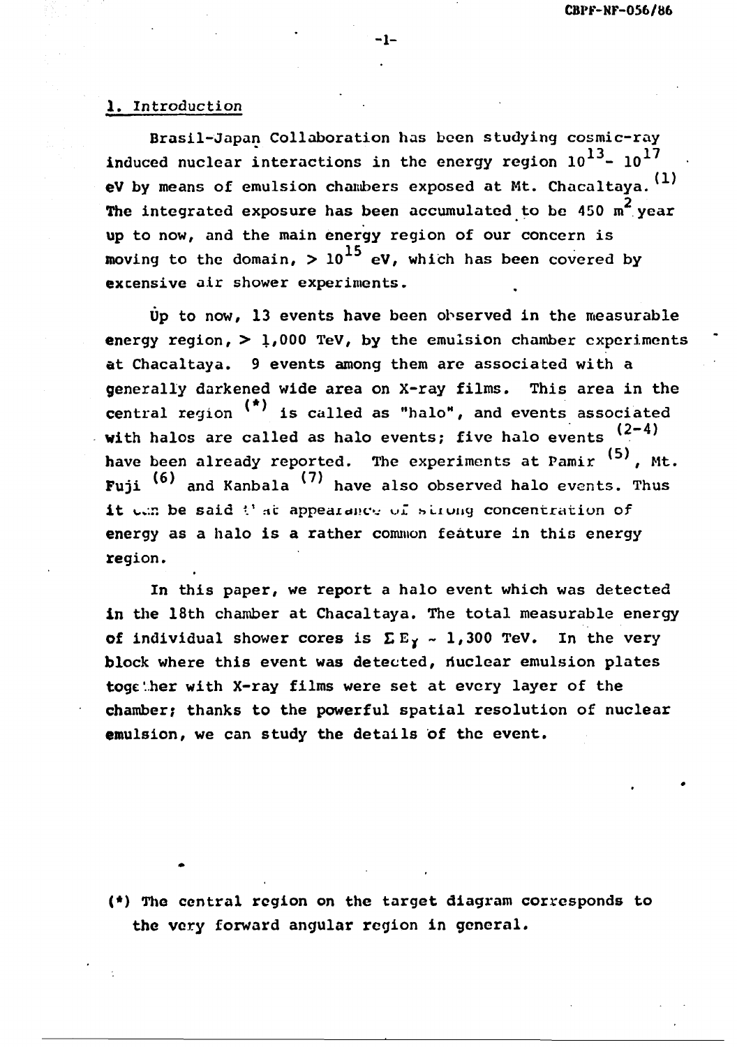## 1. Introduction

Brasil-Japan Collaboration has been studying cosmic-ray induced nuclear interactions in the energy region $10^{13}$- $10^{17}$ eV by means of emulsion chambers exposed at Mt. Chacaltaya.[1] The integrated exposure has been accumulated to be 450 $m^2$ year up to now, and the main energy region of our concern is moving to the domain, $> 10^{15}$ eV, which has been covered by extensive air shower experiments.

Up to now, 13 events have been observed in the measurable energy region, > 1,000 TeV, by the emulsion chamber experiments at Chacaltaya. 9 events among them are associated with a generally darkened wide area on X-ray films. This area in the central region (*) is called as "halo", and events associated with halos are called as halo events; five halo events [2-4] have been already reported. The experiments at Pamir [5], Mt. Fuji [6] and Kanbala [7] have also observed halo events. Thus it can be said that appearance of strong concentration of energy as a halo is a rather common feature in this energy region.

In this paper, we report a halo event which was detected in the 18th chamber at Chacaltaya. The total measurable energy of individual shower cores is $\Sigma E_\gamma \sim 1{,}300$ TeV. In the very block where this event was detected, nuclear emulsion plates together with X-ray films were set at every layer of the chamber; thanks to the powerful spatial resolution of nuclear emulsion, we can study the details of the event.

(*) The central region on the target diagram corresponds to the very forward angular region in general.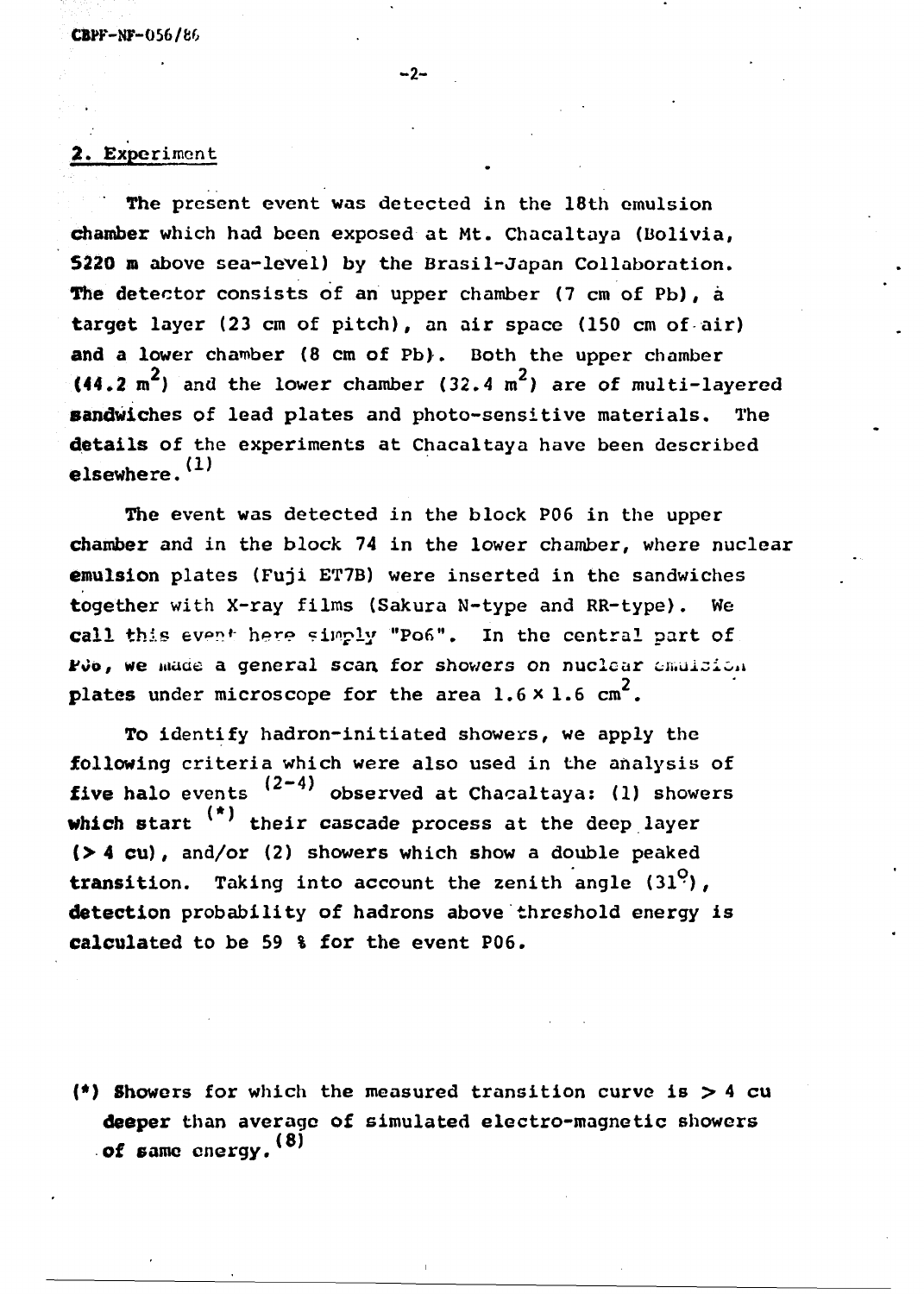## 2. Experiment

The present event was detected in the 18th emulsion chamber which had been exposed at Mt. Chacaltaya (Bolivia, 5220 m above sea-level) by the Brasil-Japan Collaboration. The detector consists of an upper chamber (7 cm of Pb), a target layer (23 cm of pitch), an air space (150 cm of air) and a lower chamber (8 cm of Pb). Both the upper chamber (44.2 $m^2$) and the lower chamber (32.4 $m^2$) are of multi-layered sandwiches of lead plates and photo-sensitive materials. The details of the experiments at Chacaltaya have been described elsewhere.[1]

The event was detected in the block P06 in the upper chamber and in the block 74 in the lower chamber, where nuclear emulsion plates (Fuji ET7B) were inserted in the sandwiches together with X-ray films (Sakura N-type and RR-type). We call this event here simply "Po6". In the central part of Po6, we made a general scan for showers on nuclear emulsion plates under microscope for the area $1.6 \times 1.6$ $cm^2$.

To identify hadron-initiated showers, we apply the following criteria which were also used in the analysis of five halo events [2-4] observed at Chacaltaya: (1) showers which start (*) their cascade process at the deep layer (> 4 cu), and/or (2) showers which show a double peaked transition. Taking into account the zenith angle (31°), detection probability of hadrons above threshold energy is calculated to be 59 % for the event P06.

(*) Showers for which the measured transition curve is > 4 cu deeper than average of simulated electro-magnetic showers of same energy.[8]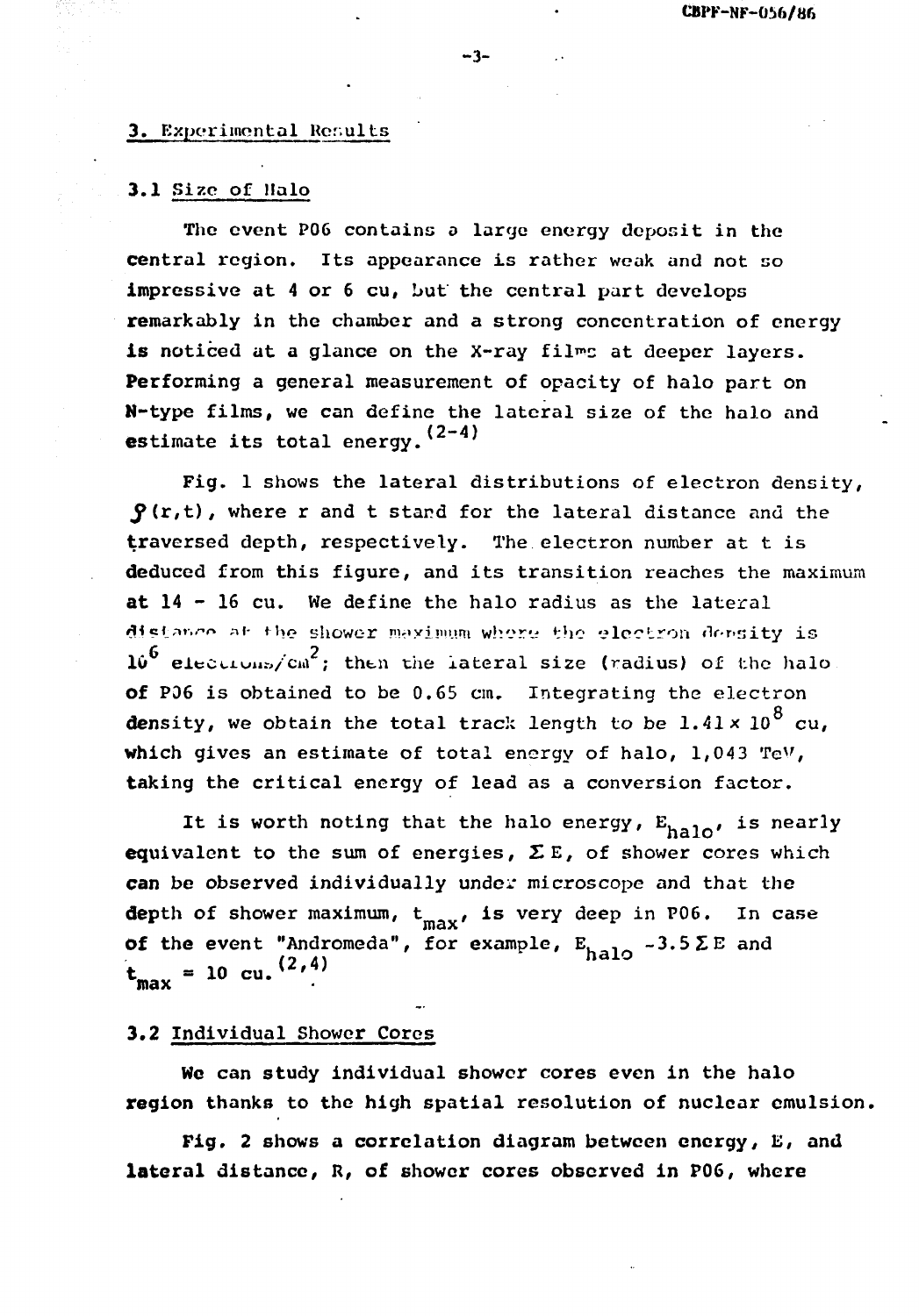## 3. Experimental Results

### 3.1 Size of Halo

The event P06 contains a large energy deposit in the central region. Its appearance is rather weak and not so impressive at 4 or 6 cu, but the central part develops remarkably in the chamber and a strong concentration of energy is noticed at a glance on the X-ray films at deeper layers. Performing a general measurement of opacity of halo part on N-type films, we can define the lateral size of the halo and estimate its total energy.[2-4]

Fig. 1 shows the lateral distributions of electron density, $\rho(r,t)$, where r and t stand for the lateral distance and the traversed depth, respectively. The electron number at t is deduced from this figure, and its transition reaches the maximum at 14 - 16 cu. We define the halo radius as the lateral distance at the shower maximum where the electron density is $10^6$ electrons/$cm^2$; then the lateral size (radius) of the halo of P06 is obtained to be 0.65 cm. Integrating the electron density, we obtain the total track length to be $1.41 \times 10^8$ cu, which gives an estimate of total energy of halo, 1,043 TeV, taking the critical energy of lead as a conversion factor.

It is worth noting that the halo energy, $E_{halo}$, is nearly equivalent to the sum of energies, $\Sigma E$, of shower cores which can be observed individually under microscope and that the depth of shower maximum, $t_{max}$, is very deep in P06. In case of the event "Andromeda", for example, $E_{halo} \sim 3.5 \Sigma E$ and $t_{max} = 10$ cu.[2,4]

### 3.2 Individual Shower Cores

We can study individual shower cores even in the halo region thanks to the high spatial resolution of nuclear emulsion.

Fig. 2 shows a correlation diagram between energy, E, and lateral distance, R, of shower cores observed in P06, where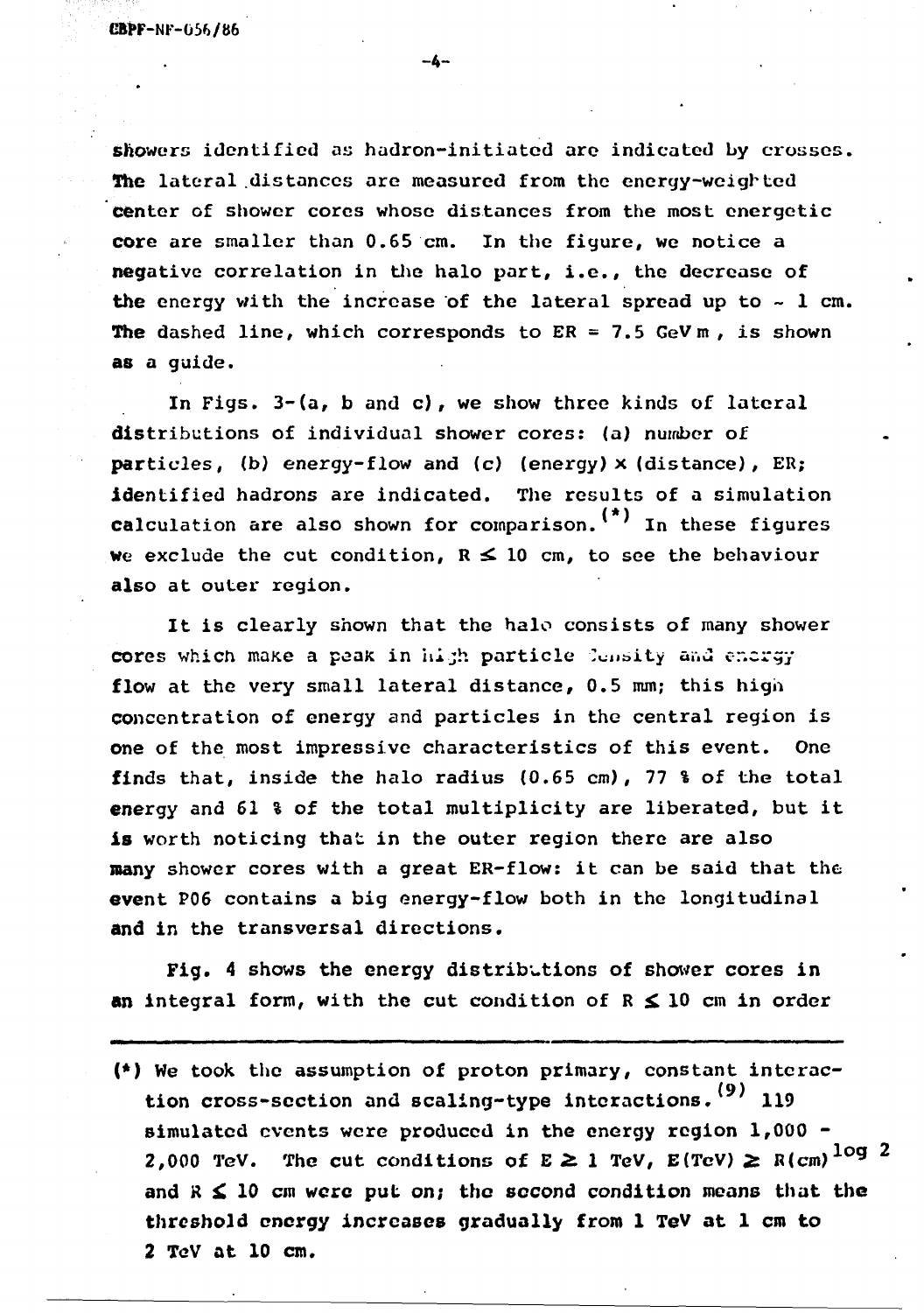showers identified as hadron-initiated are indicated by crosses. The lateral distances are measured from the energy-weighted center of shower cores whose distances from the most energetic core are smaller than 0.65 cm. In the figure, we notice a negative correlation in the halo part, i.e., the decrease of the energy with the increase of the lateral spread up to ~ 1 cm. The dashed line, which corresponds to ER = 7.5 GeV m, is shown as a guide.

In Figs. 3-(a, b and c), we show three kinds of lateral distributions of individual shower cores: (a) number of particles, (b) energy-flow and (c) (energy) × (distance), ER; identified hadrons are indicated. The results of a simulation calculation are also shown for comparison.(*) In these figures we exclude the cut condition, $R \lesssim 10$ cm, to see the behaviour also at outer region.

It is clearly shown that the halo consists of many shower cores which make a peak in high particle density and energy flow at the very small lateral distance, 0.5 mm; this high concentration of energy and particles in the central region is one of the most impressive characteristics of this event. One finds that, inside the halo radius (0.65 cm), 77 % of the total energy and 61 % of the total multiplicity are liberated, but it is worth noticing that in the outer region there are also many shower cores with a great ER-flow: it can be said that the event P06 contains a big energy-flow both in the longitudinal and in the transversal directions.

Fig. 4 shows the energy distributions of shower cores in an integral form, with the cut condition of $R \lesssim 10$ cm in order

(*) We took the assumption of proton primary, constant interaction cross-section and scaling-type interactions.[9] 119 simulated events were produced in the energy region 1,000 - 2,000 TeV. The cut conditions of $E \gtrsim 1$ TeV, $E(\mathrm{TeV}) \gtrsim R(\mathrm{cm})^{\log 2}$ and $R \lesssim 10$ cm were put on; the second condition means that the threshold energy increases gradually from 1 TeV at 1 cm to 2 TeV at 10 cm.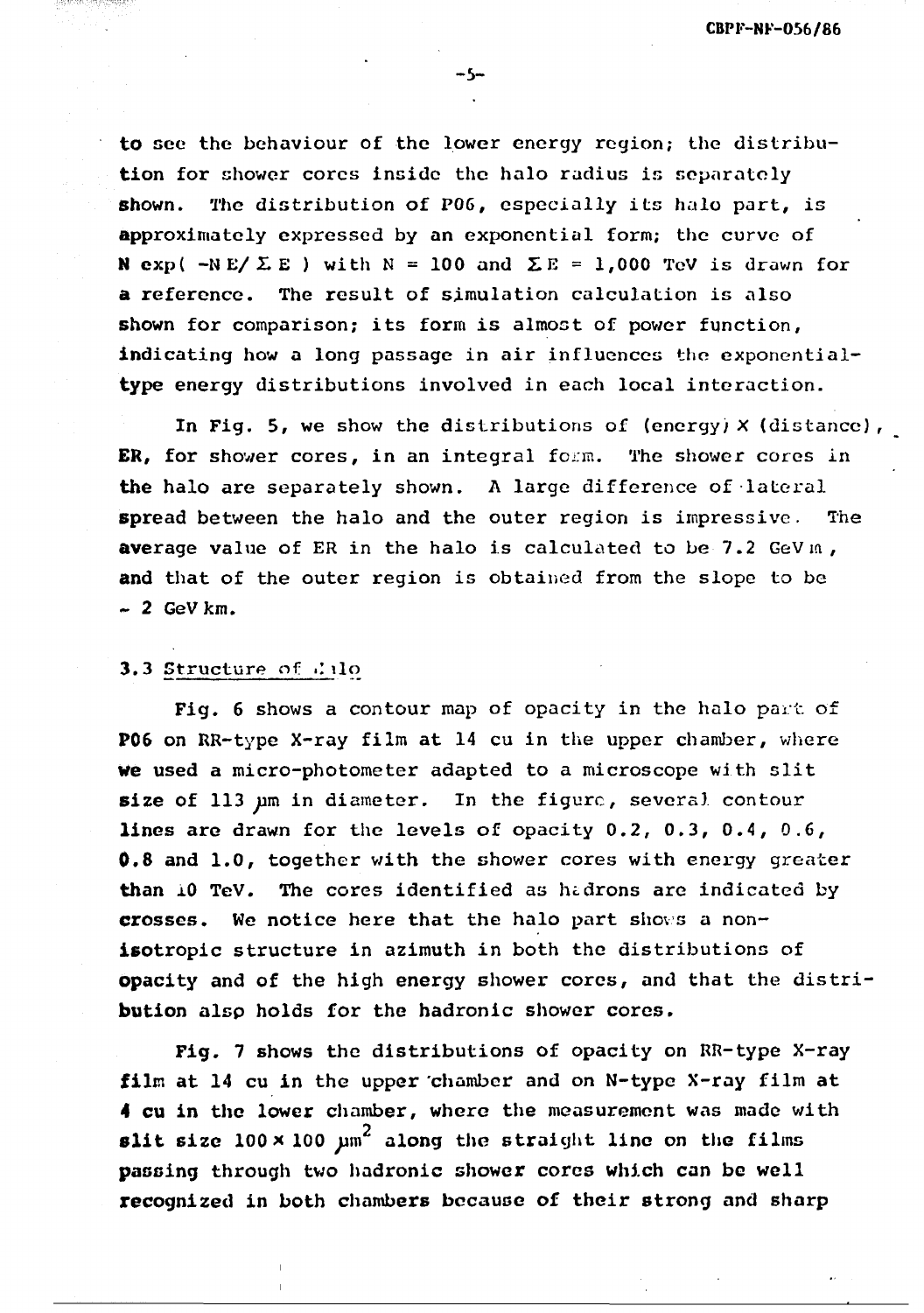to see the behaviour of the lower energy region; the distribution for shower cores inside the halo radius is separately shown. The distribution of P06, especially its halo part, is approximately expressed by an exponential form; the curve of $N \exp(-NE/\Sigma E)$ with $N = 100$ and $\Sigma E = 1{,}000$ TeV is drawn for a reference. The result of simulation calculation is also shown for comparison; its form is almost of power function, indicating how a long passage in air influences the exponential-type energy distributions involved in each local interaction.

In Fig. 5, we show the distributions of (energy) × (distance), ER, for shower cores, in an integral form. The shower cores in the halo are separately shown. A large difference of lateral spread between the halo and the outer region is impressive. The average value of ER in the halo is calculated to be 7.2 GeV m, and that of the outer region is obtained from the slope to be ~ 2 GeV km.

### 3.3 Structure of Halo

Fig. 6 shows a contour map of opacity in the halo part of P06 on RR-type X-ray film at 14 cu in the upper chamber, where we used a micro-photometer adapted to a microscope with slit size of 113 μm in diameter. In the figure, several contour lines are drawn for the levels of opacity 0.2, 0.3, 0.4, 0.6, 0.8 and 1.0, together with the shower cores with energy greater than 10 TeV. The cores identified as hadrons are indicated by crosses. We notice here that the halo part shows a non-isotropic structure in azimuth in both the distributions of opacity and of the high energy shower cores, and that the distribution also holds for the hadronic shower cores.

Fig. 7 shows the distributions of opacity on RR-type X-ray film at 14 cu in the upper chamber and on N-type X-ray film at 4 cu in the lower chamber, where the measurement was made with slit size $100 \times 100\ \mu m^2$ along the straight line on the films passing through two hadronic shower cores which can be well recognized in both chambers because of their strong and sharp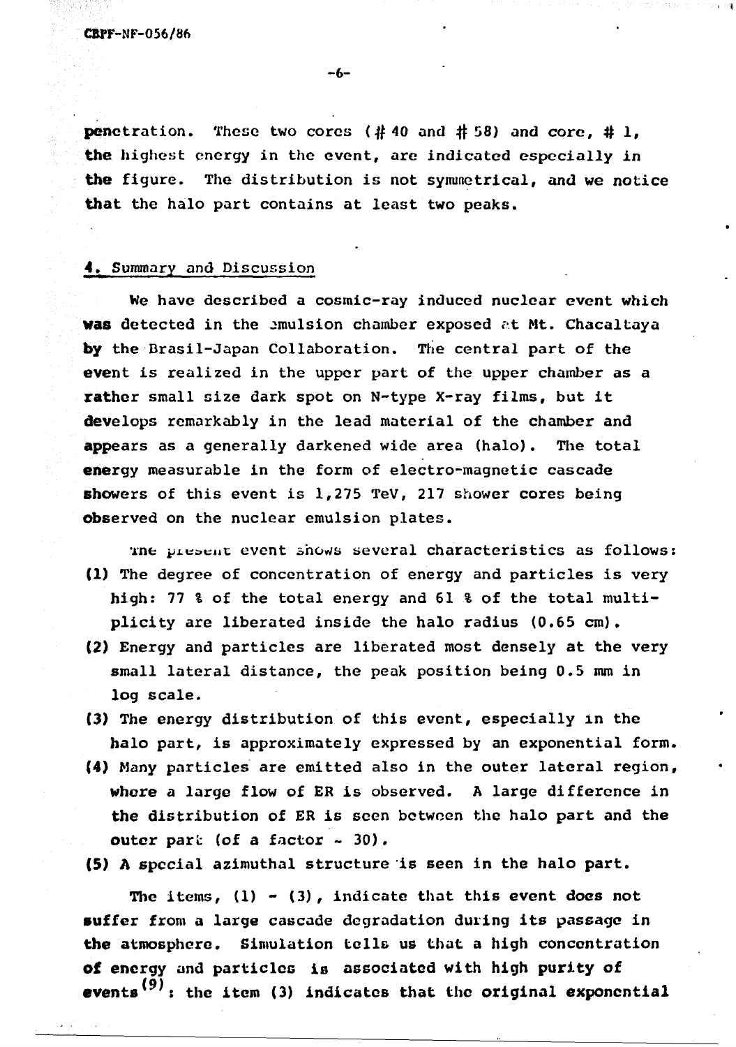penetration. These two cores (# 40 and # 58) and core, # 1, the highest energy in the event, are indicated especially in the figure. The distribution is not symmetrical, and we notice that the halo part contains at least two peaks.

## 4. Summary and Discussion

We have described a cosmic-ray induced nuclear event which was detected in the emulsion chamber exposed at Mt. Chacaltaya by the Brasil-Japan Collaboration. The central part of the event is realized in the upper part of the upper chamber as a rather small size dark spot on N-type X-ray films, but it develops remarkably in the lead material of the chamber and appears as a generally darkened wide area (halo). The total energy measurable in the form of electro-magnetic cascade showers of this event is 1,275 TeV, 217 shower cores being observed on the nuclear emulsion plates.

The present event shows several characteristics as follows:

(1) The degree of concentration of energy and particles is very high: 77 % of the total energy and 61 % of the total multiplicity are liberated inside the halo radius (0.65 cm).

(2) Energy and particles are liberated most densely at the very small lateral distance, the peak position being 0.5 mm in log scale.

(3) The energy distribution of this event, especially in the halo part, is approximately expressed by an exponential form.

(4) Many particles are emitted also in the outer lateral region, where a large flow of ER is observed. A large difference in the distribution of ER is seen between the halo part and the outer part (of a factor ~ 30).

(5) A special azimuthal structure is seen in the halo part.

The items, (1) - (3), indicate that this event does not suffer from a large cascade degradation during its passage in the atmosphere. Simulation tells us that a high concentration of energy and particles is associated with high purity of events[9]; the item (3) indicates that the original exponential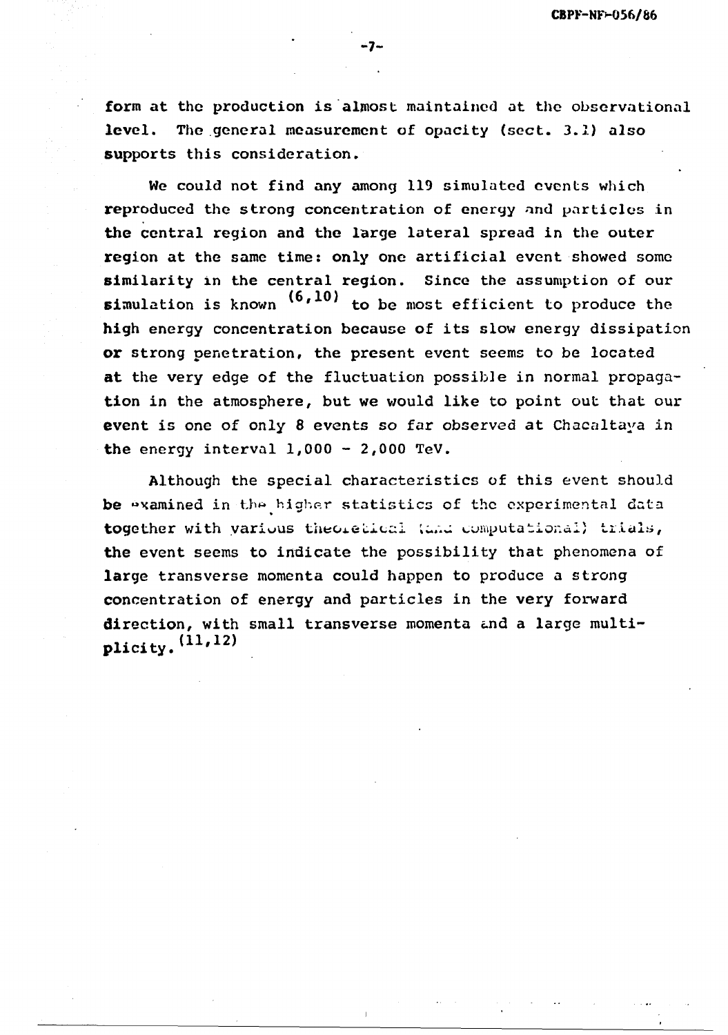form at the production is almost maintained at the observational level. The general measurement of opacity (sect. 3.1) also supports this consideration.

We could not find any among 119 simulated events which reproduced the strong concentration of energy and particles in the central region and the large lateral spread in the outer region at the same time: only one artificial event showed some similarity in the central region. Since the assumption of our simulation is known [6,10] to be most efficient to produce the high energy concentration because of its slow energy dissipation or strong penetration, the present event seems to be located at the very edge of the fluctuation possible in normal propagation in the atmosphere, but we would like to point out that our event is one of only 8 events so far observed at Chacaltaya in the energy interval 1,000 - 2,000 TeV.

Although the special characteristics of this event should be examined in the higher statistics of the experimental data together with various theoretical (and computational) trials, the event seems to indicate the possibility that phenomena of large transverse momenta could happen to produce a strong concentration of energy and particles in the very forward direction, with small transverse momenta and a large multiplicity.[11,12]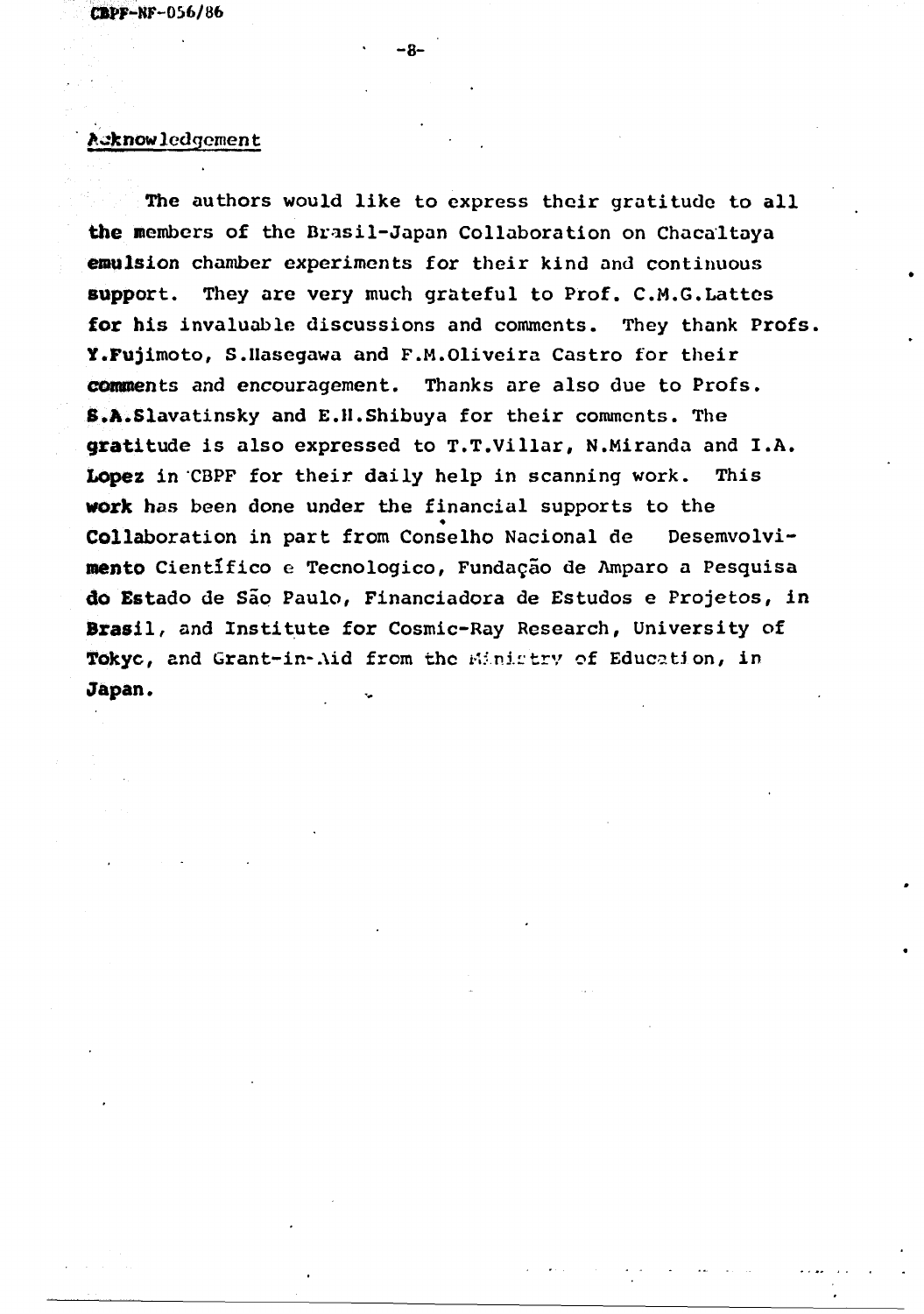## Acknowledgement

The authors would like to express their gratitude to all the members of the Brasil-Japan Collaboration on Chacaltaya emulsion chamber experiments for their kind and continuous support. They are very much grateful to Prof. C.M.G.Lattes for his invaluable discussions and comments. They thank Profs. Y.Fujimoto, S.Hasegawa and F.M.Oliveira Castro for their comments and encouragement. Thanks are also due to Profs. S.A.Slavatinsky and E.H.Shibuya for their comments. The gratitude is also expressed to T.T.Villar, N.Miranda and I.A. Lopez in CBPF for their daily help in scanning work. This work has been done under the financial supports to the Collaboration in part from Conselho Nacional de Desemvolvimento Científico e Tecnologico, Fundação de Amparo a Pesquisa do Estado de São Paulo, Financiadora de Estudos e Projetos, in Brasil, and Institute for Cosmic-Ray Research, University of Tokyo, and Grant-in-Aid from the Ministry of Education, in Japan.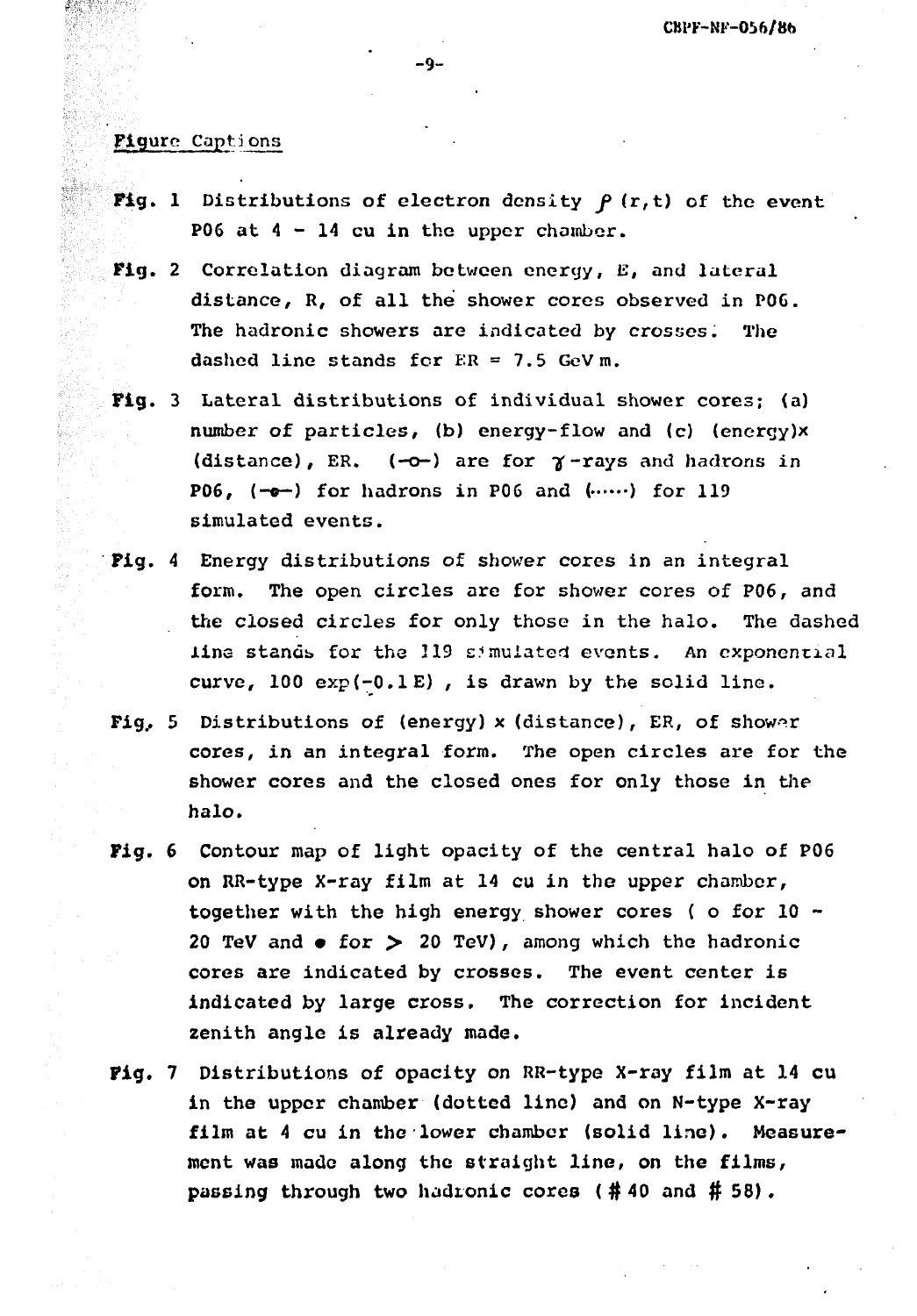## Figure Captions

**Fig. 1** Distributions of electron density $\rho(r,t)$ of the event P06 at 4 - 14 cu in the upper chamber.

**Fig. 2** Correlation diagram between energy, E, and lateral distance, R, of all the shower cores observed in P06. The hadronic showers are indicated by crosses. The dashed line stands for ER = 7.5 GeV m.

**Fig. 3** Lateral distributions of individual shower cores; (a) number of particles, (b) energy-flow and (c) (energy)x (distance), ER. (-o-) are for $\gamma$-rays and hadrons in P06, (-•-) for hadrons in P06 and (......) for 119 simulated events.

**Fig. 4** Energy distributions of shower cores in an integral form. The open circles are for shower cores of P06, and the closed circles for only those in the halo. The dashed line stands for the 119 simulated events. An exponential curve, $100 \exp(-0.1 E)$ , is drawn by the solid line.

**Fig. 5** Distributions of (energy) x (distance), ER, of shower cores, in an integral form. The open circles are for the shower cores and the closed ones for only those in the halo.

**Fig. 6** Contour map of light opacity of the central halo of P06 on RR-type X-ray film at 14 cu in the upper chamber, together with the high energy shower cores ( o for 10 - 20 TeV and • for $>$ 20 TeV), among which the hadronic cores are indicated by crosses. The event center is indicated by large cross. The correction for incident zenith angle is already made.

**Fig. 7** Distributions of opacity on RR-type X-ray film at 14 cu in the upper chamber (dotted line) and on N-type X-ray film at 4 cu in the lower chamber (solid line). Measurement was made along the straight line, on the films, passing through two hadronic cores (# 40 and # 58).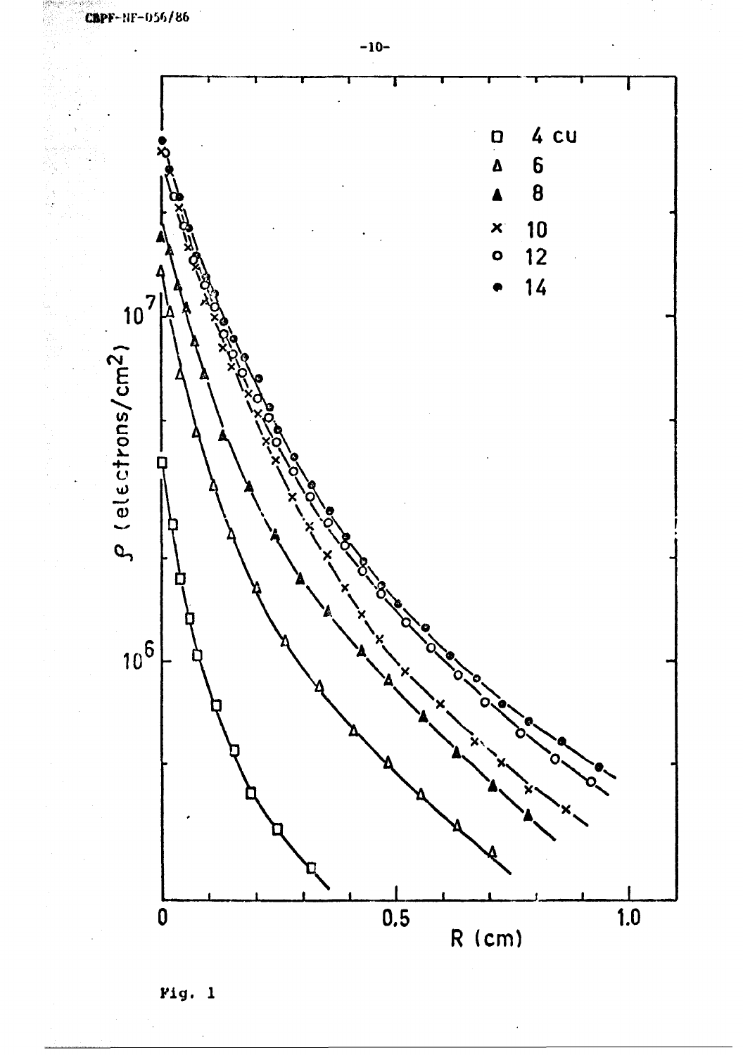Fig. 1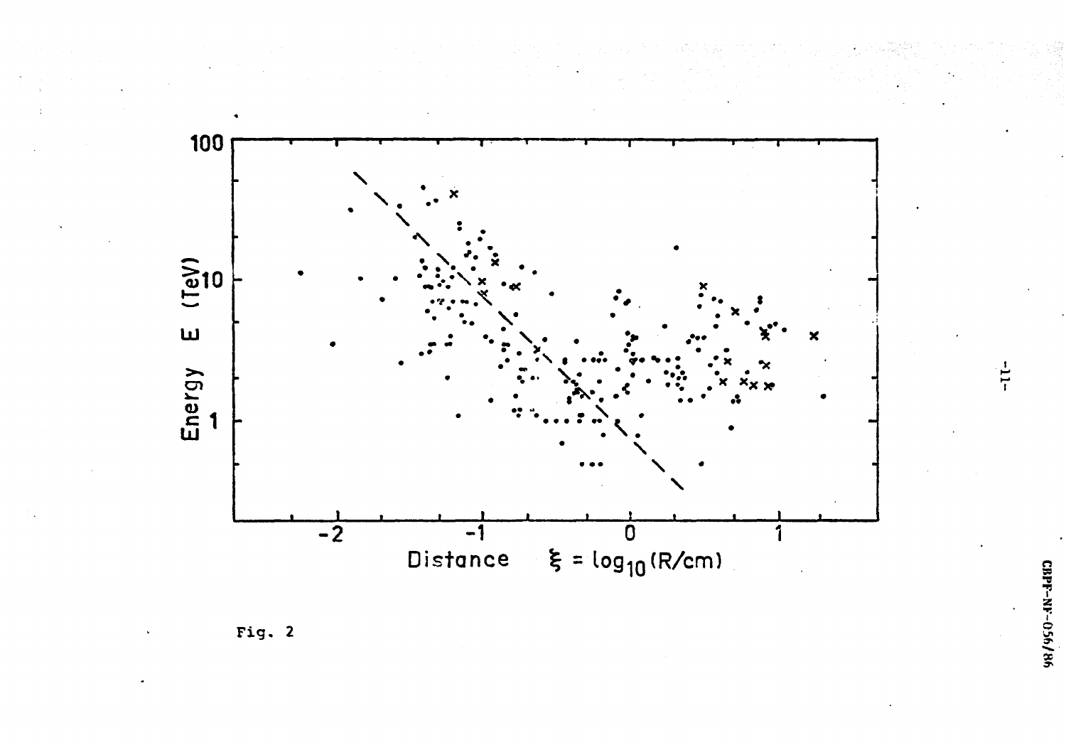Fig. 2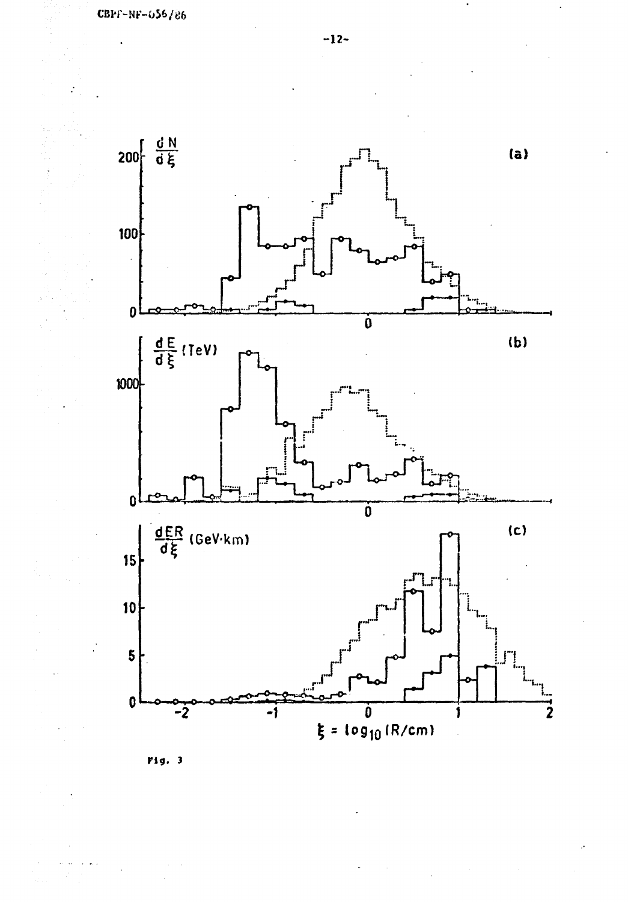Fig. 3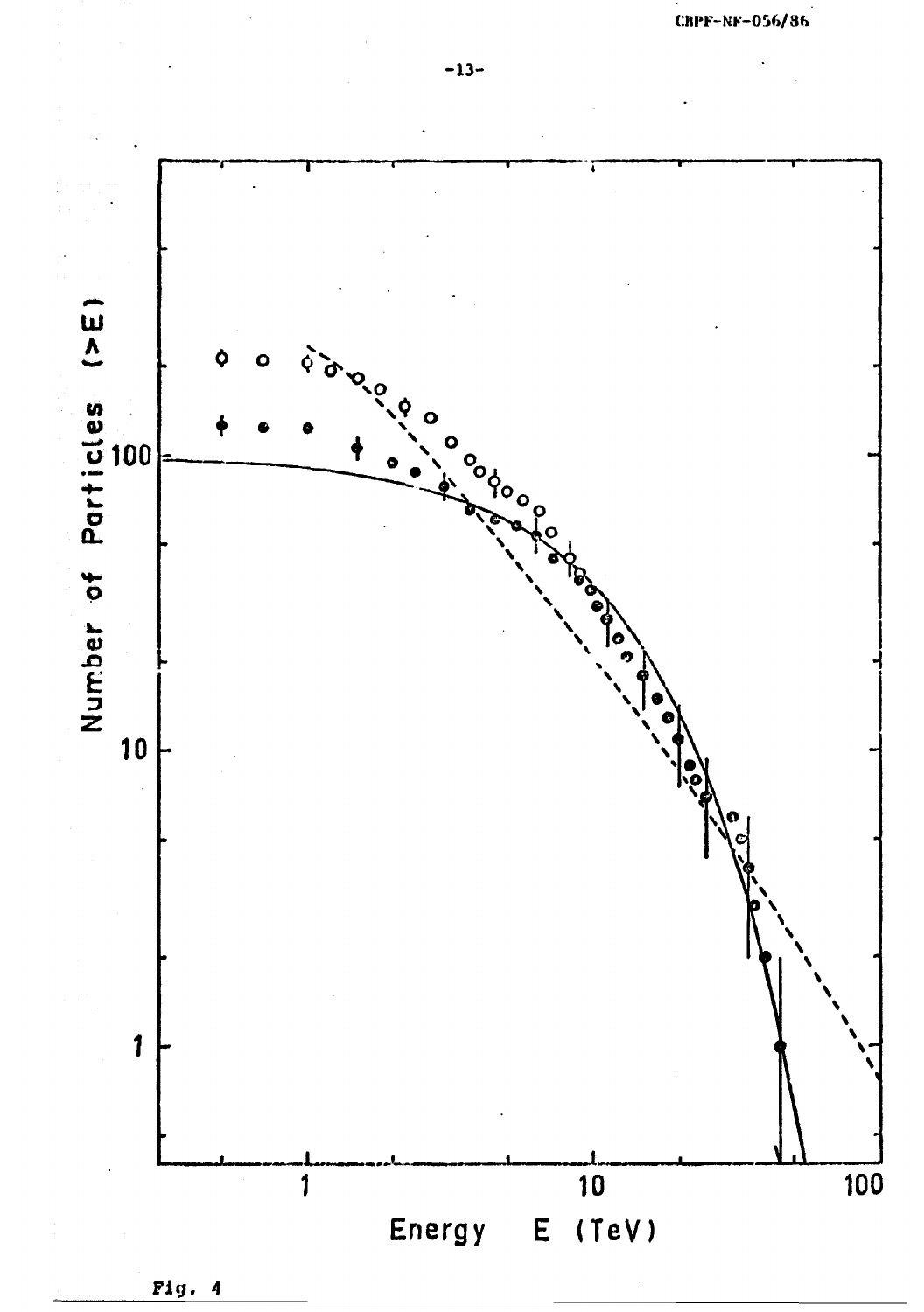Fig. 4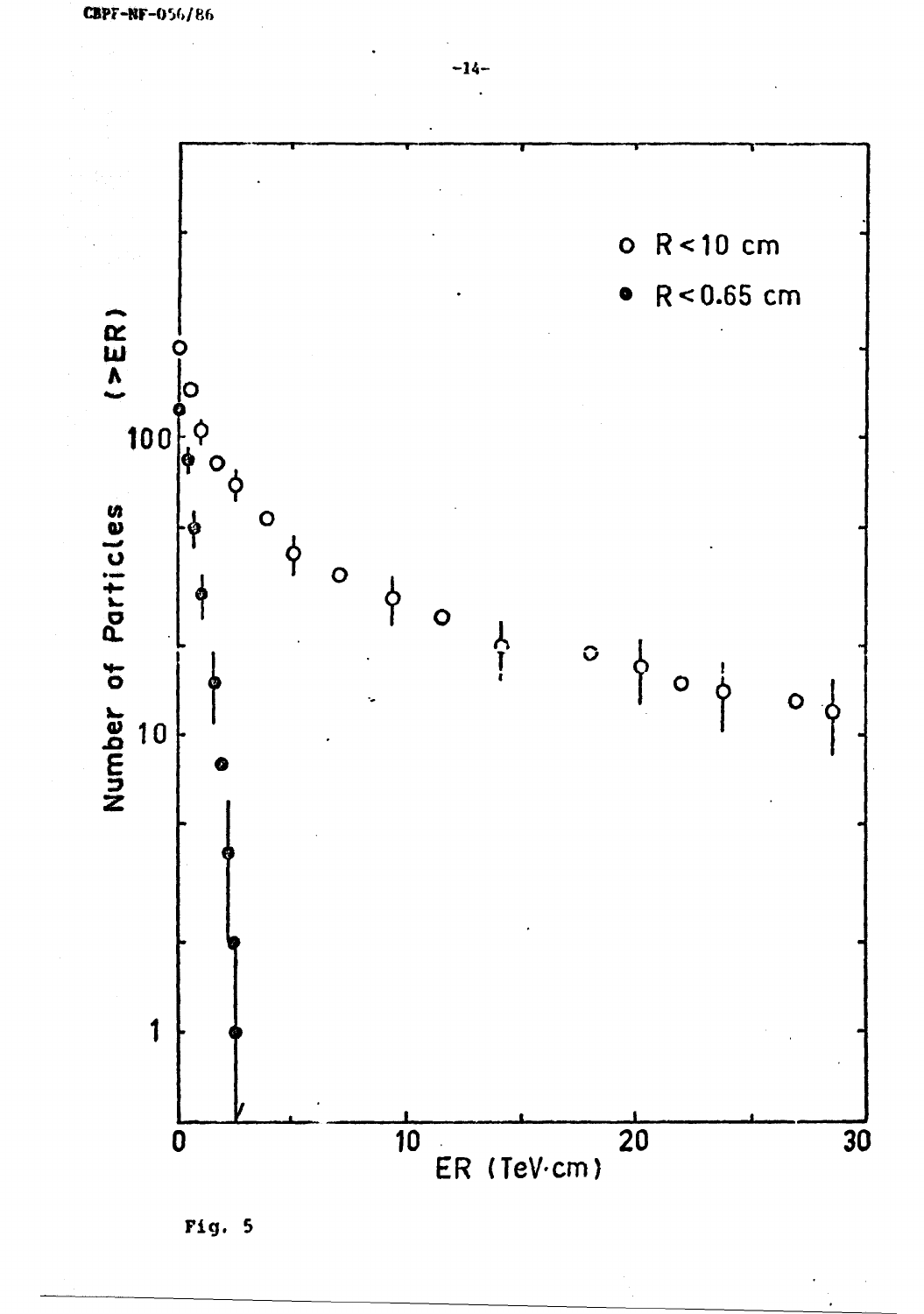Fig. 5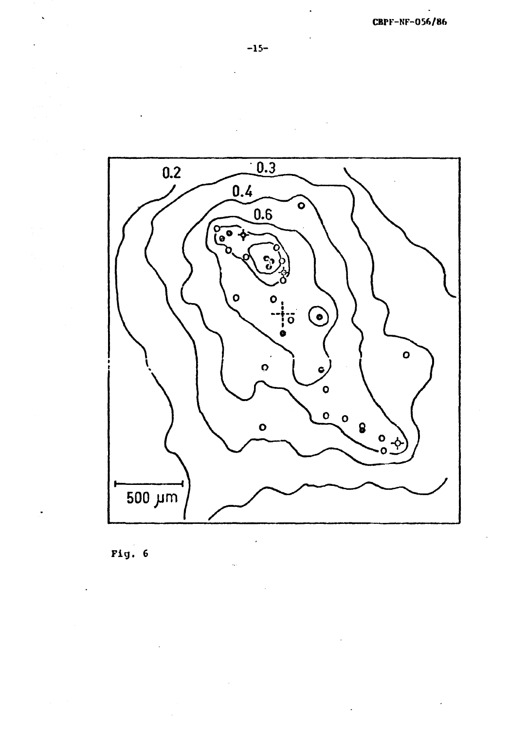Fig. 6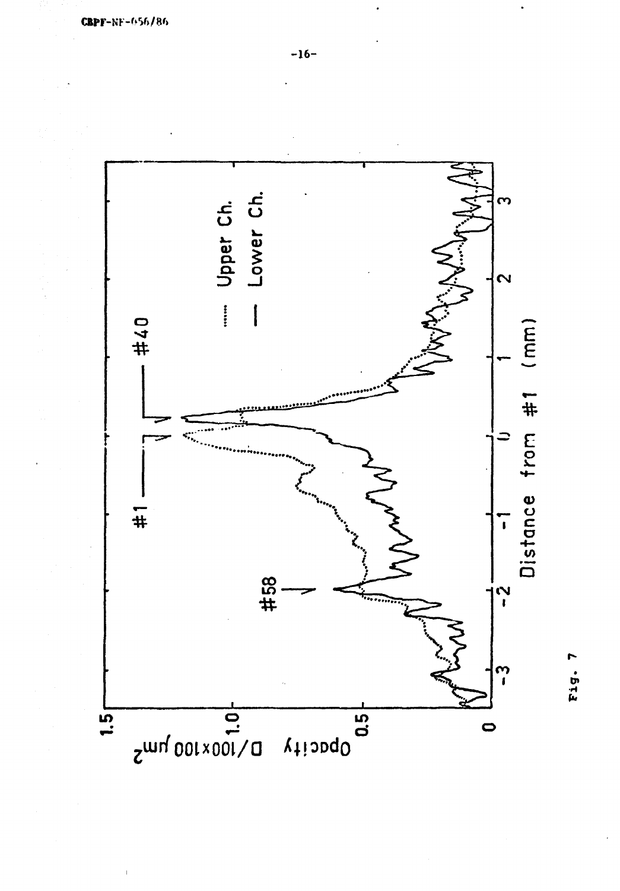Fig. 7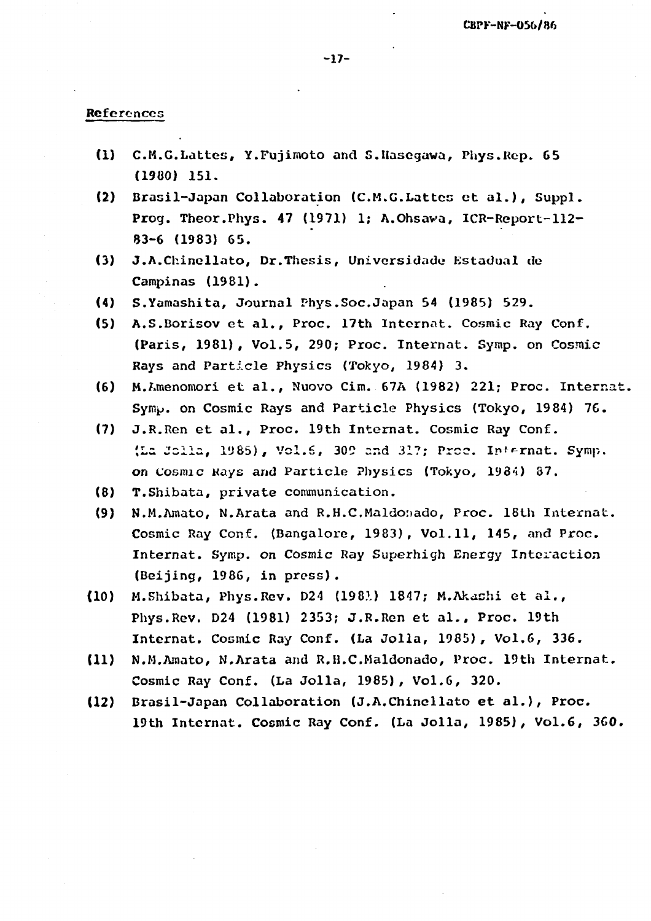## References

(1) C.M.G.Lattes, Y.Fujimoto and S.Hasegawa, Phys.Rep. 65 (1980) 151.

(2) Brasil-Japan Collaboration (C.M.G.Lattes et al.), Suppl. Prog. Theor.Phys. 47 (1971) 1; A.Ohsawa, ICR-Report-112-83-6 (1983) 65.

(3) J.A.Chinellato, Dr.Thesis, Universidade Estadual de Campinas (1981).

(4) S.Yamashita, Journal Phys.Soc.Japan 54 (1985) 529.

(5) A.S.Borisov et al., Proc. 17th Internat. Cosmic Ray Conf. (Paris, 1981), Vol.5, 290; Proc. Internat. Symp. on Cosmic Rays and Particle Physics (Tokyo, 1984) 3.

(6) M.Amenomori et al., Nuovo Cim. 67A (1982) 221; Proc. Internat. Symp. on Cosmic Rays and Particle Physics (Tokyo, 1984) 76.

(7) J.R.Ren et al., Proc. 19th Internat. Cosmic Ray Conf. (La Jolla, 1985), Vol.6, 309 and 317; Proc. Internat. Symp. on Cosmic Rays and Particle Physics (Tokyo, 1984) 87.

(8) T.Shibata, private communication.

(9) N.M.Amato, N.Arata and R.H.C.Maldonado, Proc. 18th Internat. Cosmic Ray Conf. (Bangalore, 1983), Vol.11, 145, and Proc. Internat. Symp. on Cosmic Ray Superhigh Energy Interaction (Beijing, 1986, in press).

(10) M.Shibata, Phys.Rev. D24 (1981) 1847; M.Akashi et al., Phys.Rev. D24 (1981) 2353; J.R.Ren et al., Proc. 19th Internat. Cosmic Ray Conf. (La Jolla, 1985), Vol.6, 336.

(11) N.M.Amato, N.Arata and R.H.C.Maldonado, Proc. 19th Internat. Cosmic Ray Conf. (La Jolla, 1985), Vol.6, 320.

(12) Brasil-Japan Collaboration (J.A.Chinellato et al.), Proc. 19th Internat. Cosmic Ray Conf. (La Jolla, 1985), Vol.6, 360.